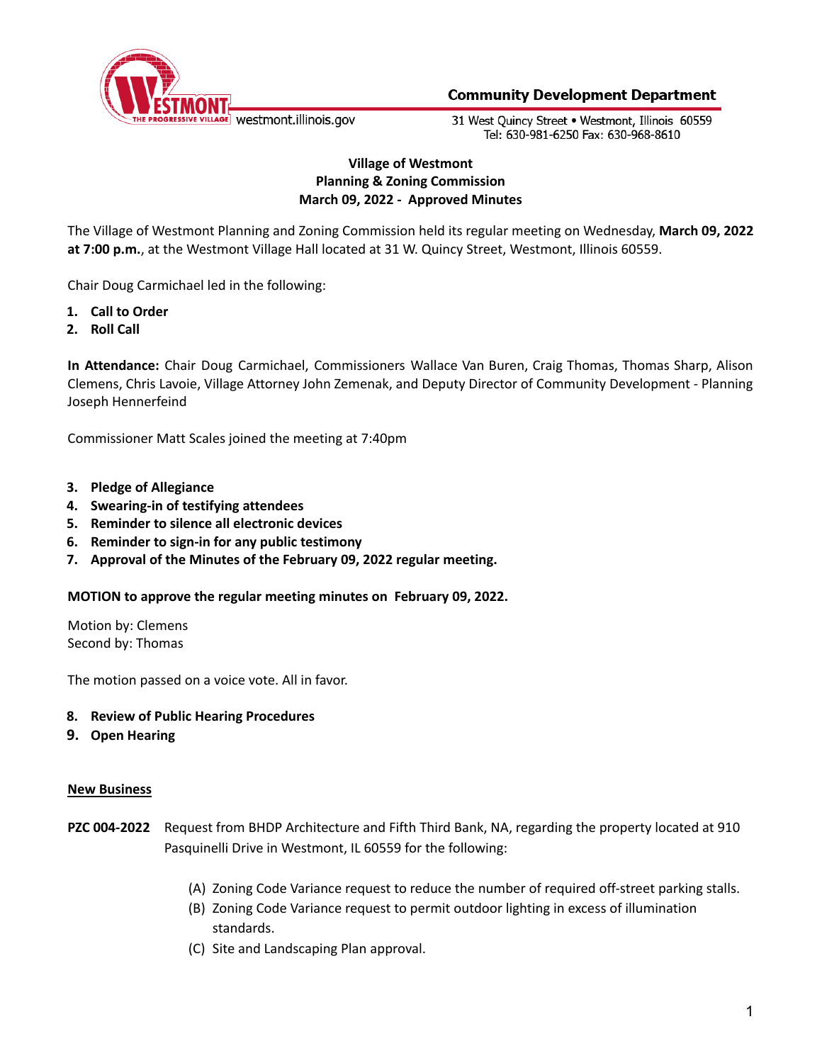Community Development Department

westmont.illinois.gov

31 West Quincy Street • Westmont, Illinois 60559
Tel: 630-981-6250 Fax: 630-968-8610

**Village of Westmont**
**Planning & Zoning Commission**
**March 09, 2022 - Approved Minutes**

The Village of Westmont Planning and Zoning Commission held its regular meeting on Wednesday, **March 09, 2022 at 7:00 p.m.**, at the Westmont Village Hall located at 31 W. Quincy Street, Westmont, Illinois 60559.

Chair Doug Carmichael led in the following:

1. **Call to Order**
2. **Roll Call**

**In Attendance:** Chair Doug Carmichael, Commissioners Wallace Van Buren, Craig Thomas, Thomas Sharp, Alison Clemens, Chris Lavoie, Village Attorney John Zemenak, and Deputy Director of Community Development - Planning Joseph Hennerfeind

Commissioner Matt Scales joined the meeting at 7:40pm

3. **Pledge of Allegiance**
4. **Swearing-in of testifying attendees**
5. **Reminder to silence all electronic devices**
6. **Reminder to sign-in for any public testimony**
7. **Approval of the Minutes of the February 09, 2022 regular meeting.**

**MOTION to approve the regular meeting minutes on February 09, 2022.**

Motion by: Clemens
Second by: Thomas

The motion passed on a voice vote. All in favor.

8. **Review of Public Hearing Procedures**
9. **Open Hearing**

**New Business**

**PZC 004-2022** Request from BHDP Architecture and Fifth Third Bank, NA, regarding the property located at 910 Pasquinelli Drive in Westmont, IL 60559 for the following:

(A) Zoning Code Variance request to reduce the number of required off-street parking stalls.
(B) Zoning Code Variance request to permit outdoor lighting in excess of illumination standards.
(C) Site and Landscaping Plan approval.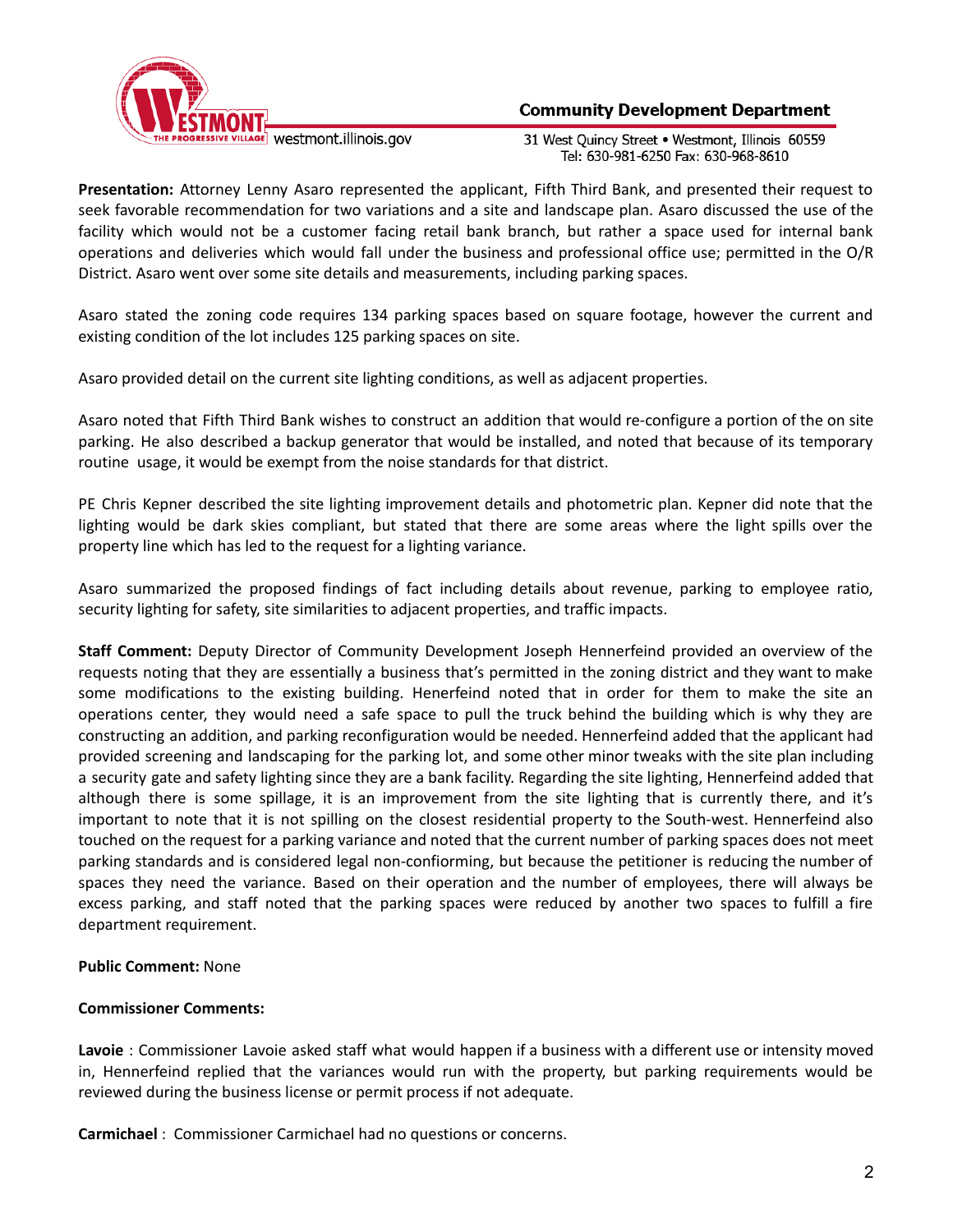**Presentation:** Attorney Lenny Asaro represented the applicant, Fifth Third Bank, and presented their request to seek favorable recommendation for two variations and a site and landscape plan. Asaro discussed the use of the facility which would not be a customer facing retail bank branch, but rather a space used for internal bank operations and deliveries which would fall under the business and professional office use; permitted in the O/R District. Asaro went over some site details and measurements, including parking spaces.

Asaro stated the zoning code requires 134 parking spaces based on square footage, however the current and existing condition of the lot includes 125 parking spaces on site.

Asaro provided detail on the current site lighting conditions, as well as adjacent properties.

Asaro noted that Fifth Third Bank wishes to construct an addition that would re-configure a portion of the on site parking. He also described a backup generator that would be installed, and noted that because of its temporary routine usage, it would be exempt from the noise standards for that district.

PE Chris Kepner described the site lighting improvement details and photometric plan. Kepner did note that the lighting would be dark skies compliant, but stated that there are some areas where the light spills over the property line which has led to the request for a lighting variance.

Asaro summarized the proposed findings of fact including details about revenue, parking to employee ratio, security lighting for safety, site similarities to adjacent properties, and traffic impacts.

**Staff Comment:** Deputy Director of Community Development Joseph Hennerfeind provided an overview of the requests noting that they are essentially a business that's permitted in the zoning district and they want to make some modifications to the existing building. Henerfeind noted that in order for them to make the site an operations center, they would need a safe space to pull the truck behind the building which is why they are constructing an addition, and parking reconfiguration would be needed. Hennerfeind added that the applicant had provided screening and landscaping for the parking lot, and some other minor tweaks with the site plan including a security gate and safety lighting since they are a bank facility. Regarding the site lighting, Hennerfeind added that although there is some spillage, it is an improvement from the site lighting that is currently there, and it's important to note that it is not spilling on the closest residential property to the South-west. Hennerfeind also touched on the request for a parking variance and noted that the current number of parking spaces does not meet parking standards and is considered legal non-confiorming, but because the petitioner is reducing the number of spaces they need the variance. Based on their operation and the number of employees, there will always be excess parking, and staff noted that the parking spaces were reduced by another two spaces to fulfill a fire department requirement.

**Public Comment:** None

**Commissioner Comments:**

**Lavoie** : Commissioner Lavoie asked staff what would happen if a business with a different use or intensity moved in, Hennerfeind replied that the variances would run with the property, but parking requirements would be reviewed during the business license or permit process if not adequate.

**Carmichael** : Commissioner Carmichael had no questions or concerns.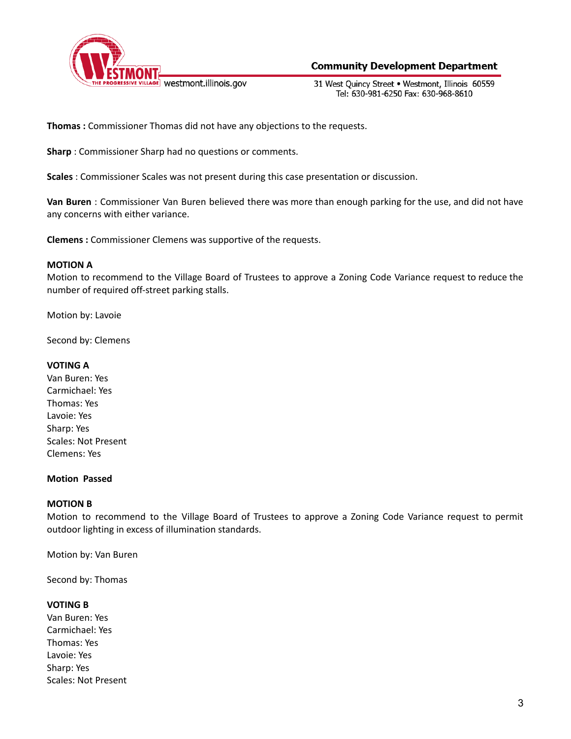**Thomas :** Commissioner Thomas did not have any objections to the requests.

**Sharp** : Commissioner Sharp had no questions or comments.

**Scales** : Commissioner Scales was not present during this case presentation or discussion.

**Van Buren** : Commissioner Van Buren believed there was more than enough parking for the use, and did not have any concerns with either variance.

**Clemens :** Commissioner Clemens was supportive of the requests.

**MOTION A**
Motion to recommend to the Village Board of Trustees to approve a Zoning Code Variance request to reduce the number of required off-street parking stalls.

Motion by: Lavoie

Second by: Clemens

**VOTING A**
Van Buren: Yes
Carmichael: Yes
Thomas: Yes
Lavoie: Yes
Sharp: Yes
Scales: Not Present
Clemens: Yes

**Motion Passed**

**MOTION B**
Motion to recommend to the Village Board of Trustees to approve a Zoning Code Variance request to permit outdoor lighting in excess of illumination standards.

Motion by: Van Buren

Second by: Thomas

**VOTING B**
Van Buren: Yes
Carmichael: Yes
Thomas: Yes
Lavoie: Yes
Sharp: Yes
Scales: Not Present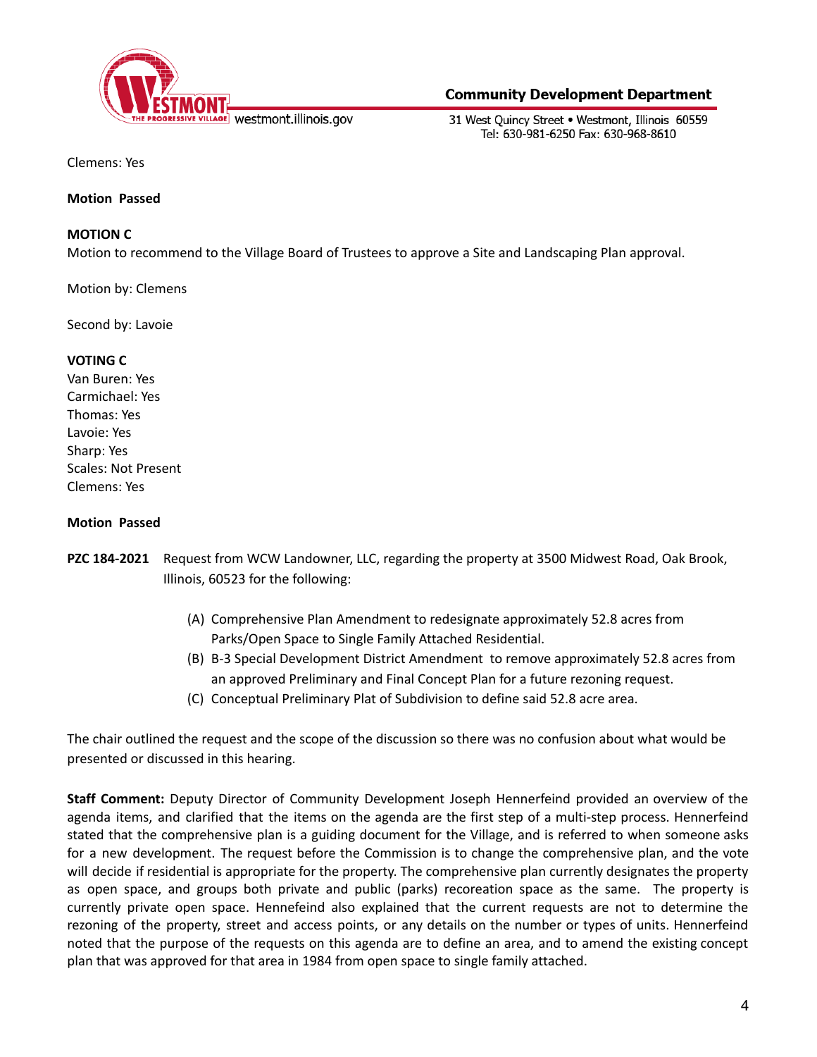Clemens: Yes

**Motion Passed**

**MOTION C**
Motion to recommend to the Village Board of Trustees to approve a Site and Landscaping Plan approval.

Motion by: Clemens

Second by: Lavoie

**VOTING C**
Van Buren: Yes
Carmichael: Yes
Thomas: Yes
Lavoie: Yes
Sharp: Yes
Scales: Not Present
Clemens: Yes

**Motion Passed**

**PZC 184-2021** Request from WCW Landowner, LLC, regarding the property at 3500 Midwest Road, Oak Brook, Illinois, 60523 for the following:

(A) Comprehensive Plan Amendment to redesignate approximately 52.8 acres from Parks/Open Space to Single Family Attached Residential.
(B) B-3 Special Development District Amendment to remove approximately 52.8 acres from an approved Preliminary and Final Concept Plan for a future rezoning request.
(C) Conceptual Preliminary Plat of Subdivision to define said 52.8 acre area.

The chair outlined the request and the scope of the discussion so there was no confusion about what would be presented or discussed in this hearing.

**Staff Comment:** Deputy Director of Community Development Joseph Hennerfeind provided an overview of the agenda items, and clarified that the items on the agenda are the first step of a multi-step process. Hennerfeind stated that the comprehensive plan is a guiding document for the Village, and is referred to when someone asks for a new development. The request before the Commission is to change the comprehensive plan, and the vote will decide if residential is appropriate for the property. The comprehensive plan currently designates the property as open space, and groups both private and public (parks) recoreation space as the same. The property is currently private open space. Hennefeind also explained that the current requests are not to determine the rezoning of the property, street and access points, or any details on the number or types of units. Hennerfeind noted that the purpose of the requests on this agenda are to define an area, and to amend the existing concept plan that was approved for that area in 1984 from open space to single family attached.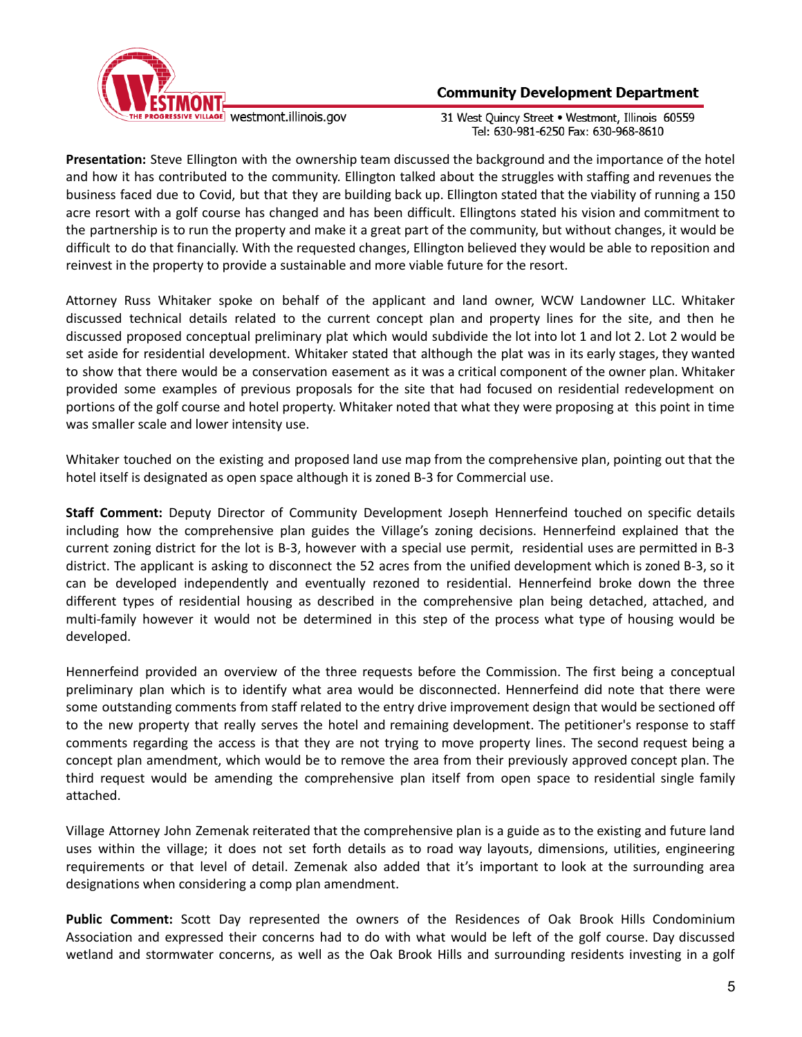**Presentation:** Steve Ellington with the ownership team discussed the background and the importance of the hotel and how it has contributed to the community. Ellington talked about the struggles with staffing and revenues the business faced due to Covid, but that they are building back up. Ellington stated that the viability of running a 150 acre resort with a golf course has changed and has been difficult. Ellingtons stated his vision and commitment to the partnership is to run the property and make it a great part of the community, but without changes, it would be difficult to do that financially. With the requested changes, Ellington believed they would be able to reposition and reinvest in the property to provide a sustainable and more viable future for the resort.

Attorney Russ Whitaker spoke on behalf of the applicant and land owner, WCW Landowner LLC. Whitaker discussed technical details related to the current concept plan and property lines for the site, and then he discussed proposed conceptual preliminary plat which would subdivide the lot into lot 1 and lot 2. Lot 2 would be set aside for residential development. Whitaker stated that although the plat was in its early stages, they wanted to show that there would be a conservation easement as it was a critical component of the owner plan. Whitaker provided some examples of previous proposals for the site that had focused on residential redevelopment on portions of the golf course and hotel property. Whitaker noted that what they were proposing at this point in time was smaller scale and lower intensity use.

Whitaker touched on the existing and proposed land use map from the comprehensive plan, pointing out that the hotel itself is designated as open space although it is zoned B-3 for Commercial use.

**Staff Comment:** Deputy Director of Community Development Joseph Hennerfeind touched on specific details including how the comprehensive plan guides the Village's zoning decisions. Hennerfeind explained that the current zoning district for the lot is B-3, however with a special use permit, residential uses are permitted in B-3 district. The applicant is asking to disconnect the 52 acres from the unified development which is zoned B-3, so it can be developed independently and eventually rezoned to residential. Hennerfeind broke down the three different types of residential housing as described in the comprehensive plan being detached, attached, and multi-family however it would not be determined in this step of the process what type of housing would be developed.

Hennerfeind provided an overview of the three requests before the Commission. The first being a conceptual preliminary plan which is to identify what area would be disconnected. Hennerfeind did note that there were some outstanding comments from staff related to the entry drive improvement design that would be sectioned off to the new property that really serves the hotel and remaining development. The petitioner's response to staff comments regarding the access is that they are not trying to move property lines. The second request being a concept plan amendment, which would be to remove the area from their previously approved concept plan. The third request would be amending the comprehensive plan itself from open space to residential single family attached.

Village Attorney John Zemenak reiterated that the comprehensive plan is a guide as to the existing and future land uses within the village; it does not set forth details as to road way layouts, dimensions, utilities, engineering requirements or that level of detail. Zemenak also added that it's important to look at the surrounding area designations when considering a comp plan amendment.

**Public Comment:** Scott Day represented the owners of the Residences of Oak Brook Hills Condominium Association and expressed their concerns had to do with what would be left of the golf course. Day discussed wetland and stormwater concerns, as well as the Oak Brook Hills and surrounding residents investing in a golf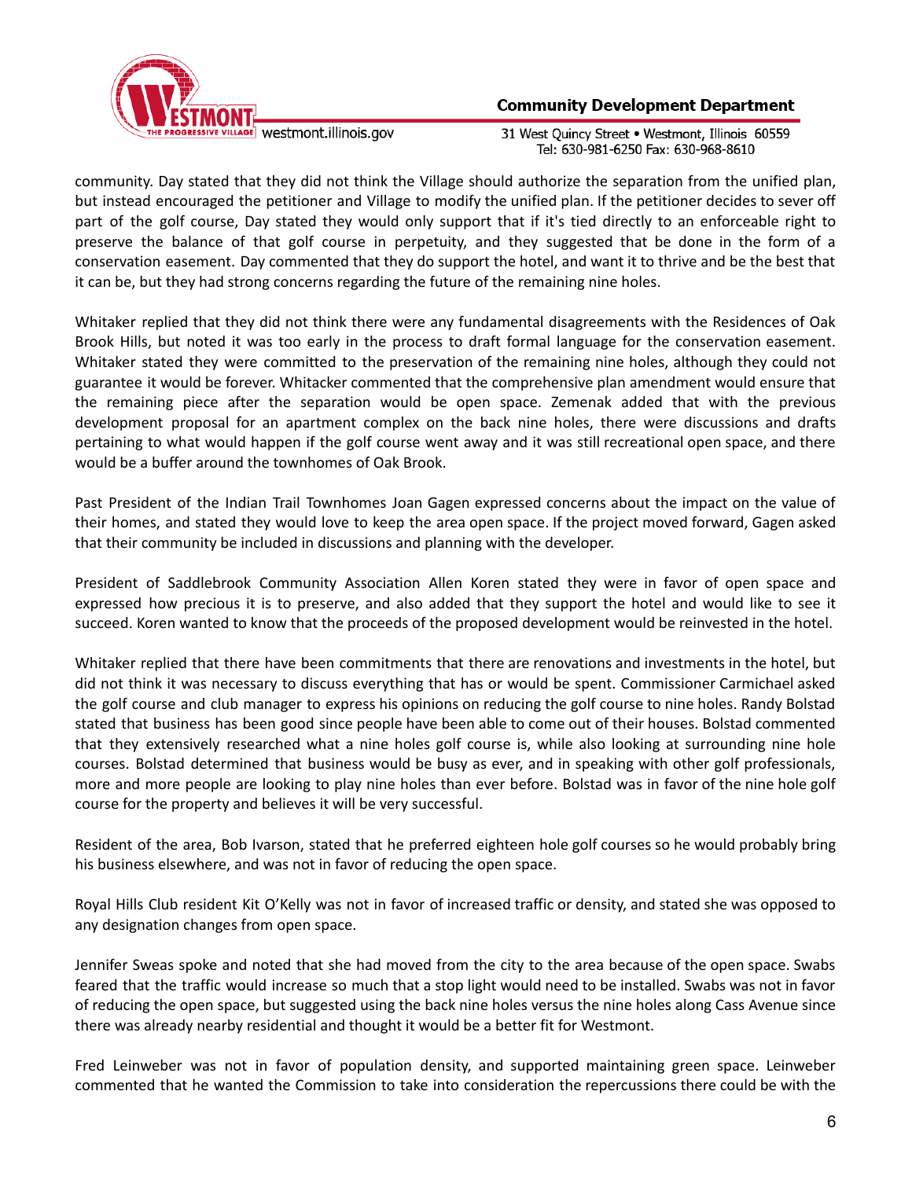community. Day stated that they did not think the Village should authorize the separation from the unified plan, but instead encouraged the petitioner and Village to modify the unified plan. If the petitioner decides to sever off part of the golf course, Day stated they would only support that if it's tied directly to an enforceable right to preserve the balance of that golf course in perpetuity, and they suggested that be done in the form of a conservation easement. Day commented that they do support the hotel, and want it to thrive and be the best that it can be, but they had strong concerns regarding the future of the remaining nine holes.

Whitaker replied that they did not think there were any fundamental disagreements with the Residences of Oak Brook Hills, but noted it was too early in the process to draft formal language for the conservation easement. Whitaker stated they were committed to the preservation of the remaining nine holes, although they could not guarantee it would be forever. Whitacker commented that the comprehensive plan amendment would ensure that the remaining piece after the separation would be open space. Zemenak added that with the previous development proposal for an apartment complex on the back nine holes, there were discussions and drafts pertaining to what would happen if the golf course went away and it was still recreational open space, and there would be a buffer around the townhomes of Oak Brook.

Past President of the Indian Trail Townhomes Joan Gagen expressed concerns about the impact on the value of their homes, and stated they would love to keep the area open space. If the project moved forward, Gagen asked that their community be included in discussions and planning with the developer.

President of Saddlebrook Community Association Allen Koren stated they were in favor of open space and expressed how precious it is to preserve, and also added that they support the hotel and would like to see it succeed. Koren wanted to know that the proceeds of the proposed development would be reinvested in the hotel.

Whitaker replied that there have been commitments that there are renovations and investments in the hotel, but did not think it was necessary to discuss everything that has or would be spent. Commissioner Carmichael asked the golf course and club manager to express his opinions on reducing the golf course to nine holes. Randy Bolstad stated that business has been good since people have been able to come out of their houses. Bolstad commented that they extensively researched what a nine holes golf course is, while also looking at surrounding nine hole courses. Bolstad determined that business would be busy as ever, and in speaking with other golf professionals, more and more people are looking to play nine holes than ever before. Bolstad was in favor of the nine hole golf course for the property and believes it will be very successful.

Resident of the area, Bob Ivarson, stated that he preferred eighteen hole golf courses so he would probably bring his business elsewhere, and was not in favor of reducing the open space.

Royal Hills Club resident Kit O'Kelly was not in favor of increased traffic or density, and stated she was opposed to any designation changes from open space.

Jennifer Sweas spoke and noted that she had moved from the city to the area because of the open space. Swabs feared that the traffic would increase so much that a stop light would need to be installed. Swabs was not in favor of reducing the open space, but suggested using the back nine holes versus the nine holes along Cass Avenue since there was already nearby residential and thought it would be a better fit for Westmont.

Fred Leinweber was not in favor of population density, and supported maintaining green space. Leinweber commented that he wanted the Commission to take into consideration the repercussions there could be with the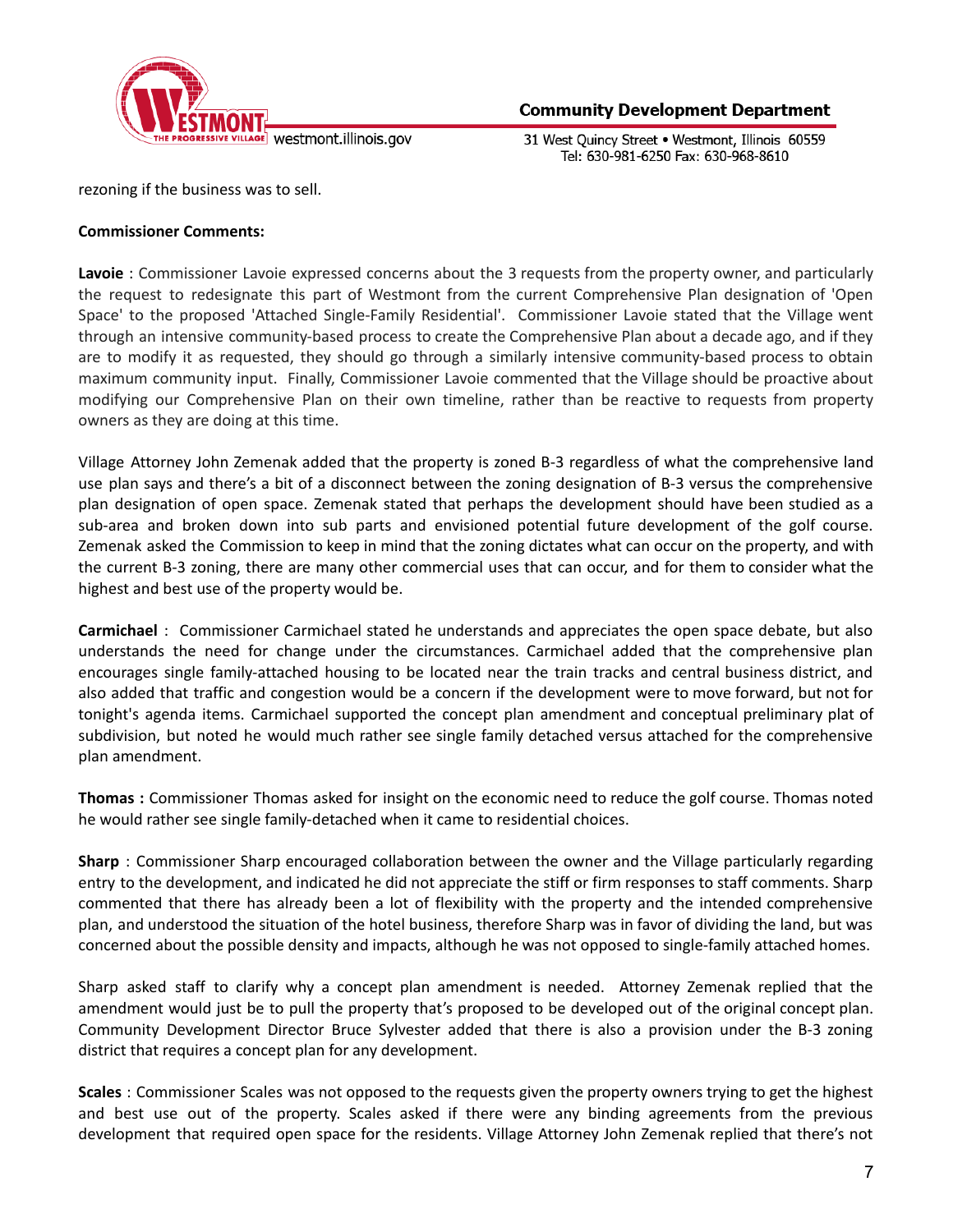rezoning if the business was to sell.

**Commissioner Comments:**

**Lavoie** : Commissioner Lavoie expressed concerns about the 3 requests from the property owner, and particularly the request to redesignate this part of Westmont from the current Comprehensive Plan designation of 'Open Space' to the proposed 'Attached Single-Family Residential'. Commissioner Lavoie stated that the Village went through an intensive community-based process to create the Comprehensive Plan about a decade ago, and if they are to modify it as requested, they should go through a similarly intensive community-based process to obtain maximum community input. Finally, Commissioner Lavoie commented that the Village should be proactive about modifying our Comprehensive Plan on their own timeline, rather than be reactive to requests from property owners as they are doing at this time.

Village Attorney John Zemenak added that the property is zoned B-3 regardless of what the comprehensive land use plan says and there's a bit of a disconnect between the zoning designation of B-3 versus the comprehensive plan designation of open space. Zemenak stated that perhaps the development should have been studied as a sub-area and broken down into sub parts and envisioned potential future development of the golf course. Zemenak asked the Commission to keep in mind that the zoning dictates what can occur on the property, and with the current B-3 zoning, there are many other commercial uses that can occur, and for them to consider what the highest and best use of the property would be.

**Carmichael** : Commissioner Carmichael stated he understands and appreciates the open space debate, but also understands the need for change under the circumstances. Carmichael added that the comprehensive plan encourages single family-attached housing to be located near the train tracks and central business district, and also added that traffic and congestion would be a concern if the development were to move forward, but not for tonight's agenda items. Carmichael supported the concept plan amendment and conceptual preliminary plat of subdivision, but noted he would much rather see single family detached versus attached for the comprehensive plan amendment.

**Thomas :** Commissioner Thomas asked for insight on the economic need to reduce the golf course. Thomas noted he would rather see single family-detached when it came to residential choices.

**Sharp** : Commissioner Sharp encouraged collaboration between the owner and the Village particularly regarding entry to the development, and indicated he did not appreciate the stiff or firm responses to staff comments. Sharp commented that there has already been a lot of flexibility with the property and the intended comprehensive plan, and understood the situation of the hotel business, therefore Sharp was in favor of dividing the land, but was concerned about the possible density and impacts, although he was not opposed to single-family attached homes.

Sharp asked staff to clarify why a concept plan amendment is needed. Attorney Zemenak replied that the amendment would just be to pull the property that's proposed to be developed out of the original concept plan. Community Development Director Bruce Sylvester added that there is also a provision under the B-3 zoning district that requires a concept plan for any development.

**Scales** : Commissioner Scales was not opposed to the requests given the property owners trying to get the highest and best use out of the property. Scales asked if there were any binding agreements from the previous development that required open space for the residents. Village Attorney John Zemenak replied that there's not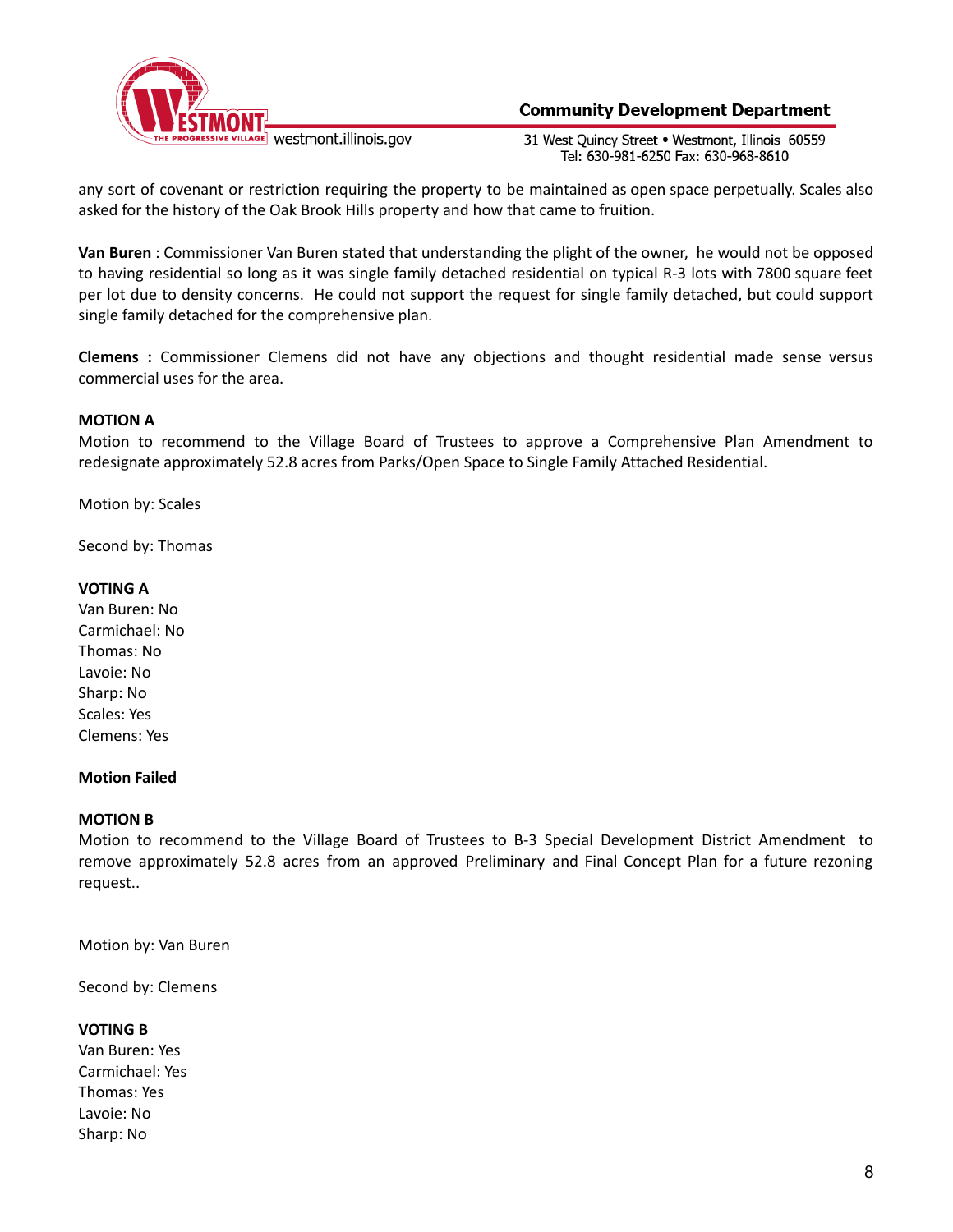any sort of covenant or restriction requiring the property to be maintained as open space perpetually. Scales also asked for the history of the Oak Brook Hills property and how that came to fruition.

**Van Buren** : Commissioner Van Buren stated that understanding the plight of the owner, he would not be opposed to having residential so long as it was single family detached residential on typical R-3 lots with 7800 square feet per lot due to density concerns. He could not support the request for single family detached, but could support single family detached for the comprehensive plan.

**Clemens :** Commissioner Clemens did not have any objections and thought residential made sense versus commercial uses for the area.

**MOTION A**

Motion to recommend to the Village Board of Trustees to approve a Comprehensive Plan Amendment to redesignate approximately 52.8 acres from Parks/Open Space to Single Family Attached Residential.

Motion by: Scales

Second by: Thomas

**VOTING A**

Van Buren: No
Carmichael: No
Thomas: No
Lavoie: No
Sharp: No
Scales: Yes
Clemens: Yes

**Motion Failed**

**MOTION B**

Motion to recommend to the Village Board of Trustees to B-3 Special Development District Amendment to remove approximately 52.8 acres from an approved Preliminary and Final Concept Plan for a future rezoning request..

Motion by: Van Buren

Second by: Clemens

**VOTING B**

Van Buren: Yes
Carmichael: Yes
Thomas: Yes
Lavoie: No
Sharp: No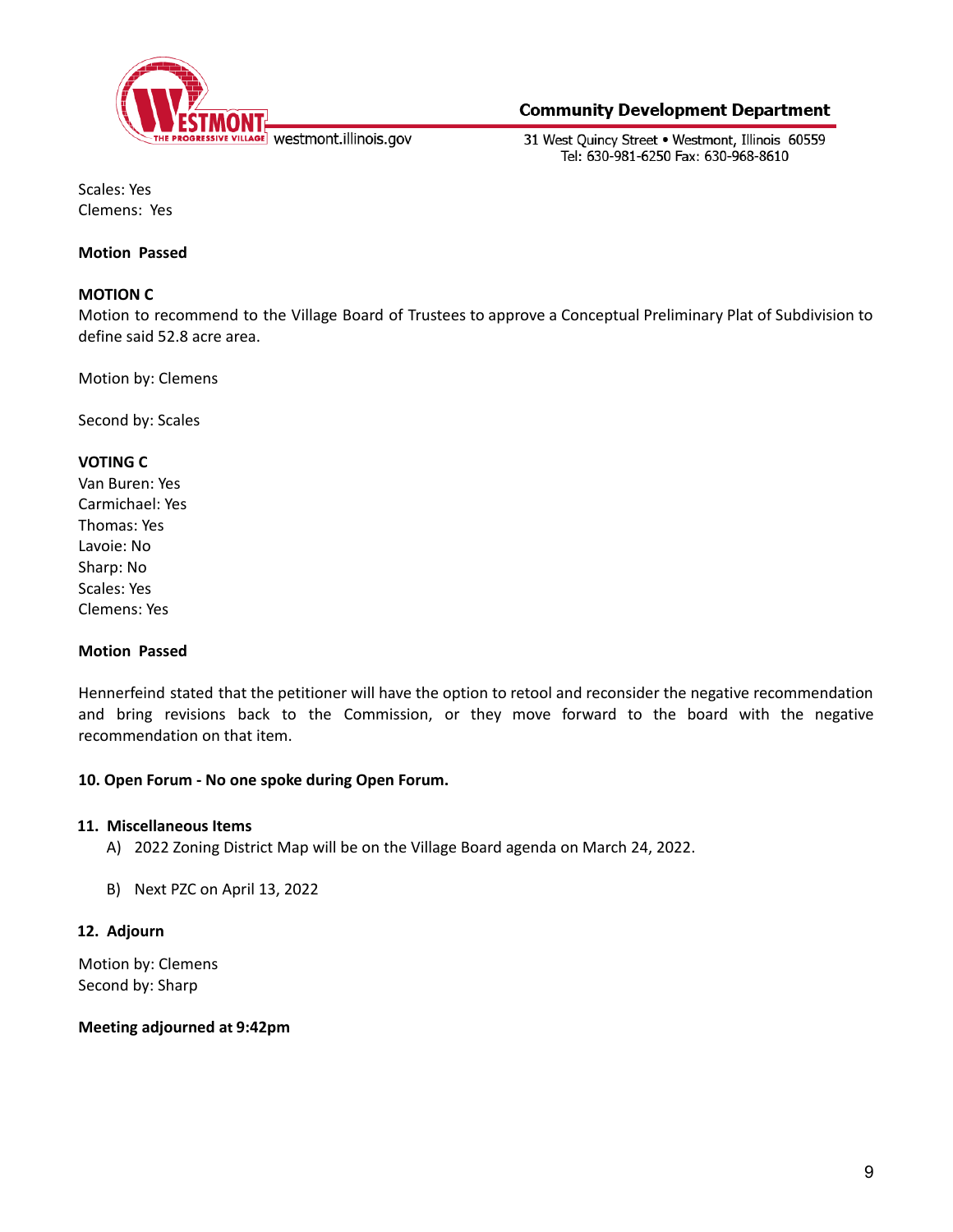Scales: Yes
Clemens: Yes

**Motion Passed**

**MOTION C**
Motion to recommend to the Village Board of Trustees to approve a Conceptual Preliminary Plat of Subdivision to define said 52.8 acre area.

Motion by: Clemens

Second by: Scales

**VOTING C**
Van Buren: Yes
Carmichael: Yes
Thomas: Yes
Lavoie: No
Sharp: No
Scales: Yes
Clemens: Yes

**Motion Passed**

Hennerfeind stated that the petitioner will have the option to retool and reconsider the negative recommendation and bring revisions back to the Commission, or they move forward to the board with the negative recommendation on that item.

**10. Open Forum - No one spoke during Open Forum.**

**11. Miscellaneous Items**

A) 2022 Zoning District Map will be on the Village Board agenda on March 24, 2022.

B) Next PZC on April 13, 2022

**12. Adjourn**

Motion by: Clemens
Second by: Sharp

**Meeting adjourned at 9:42pm**